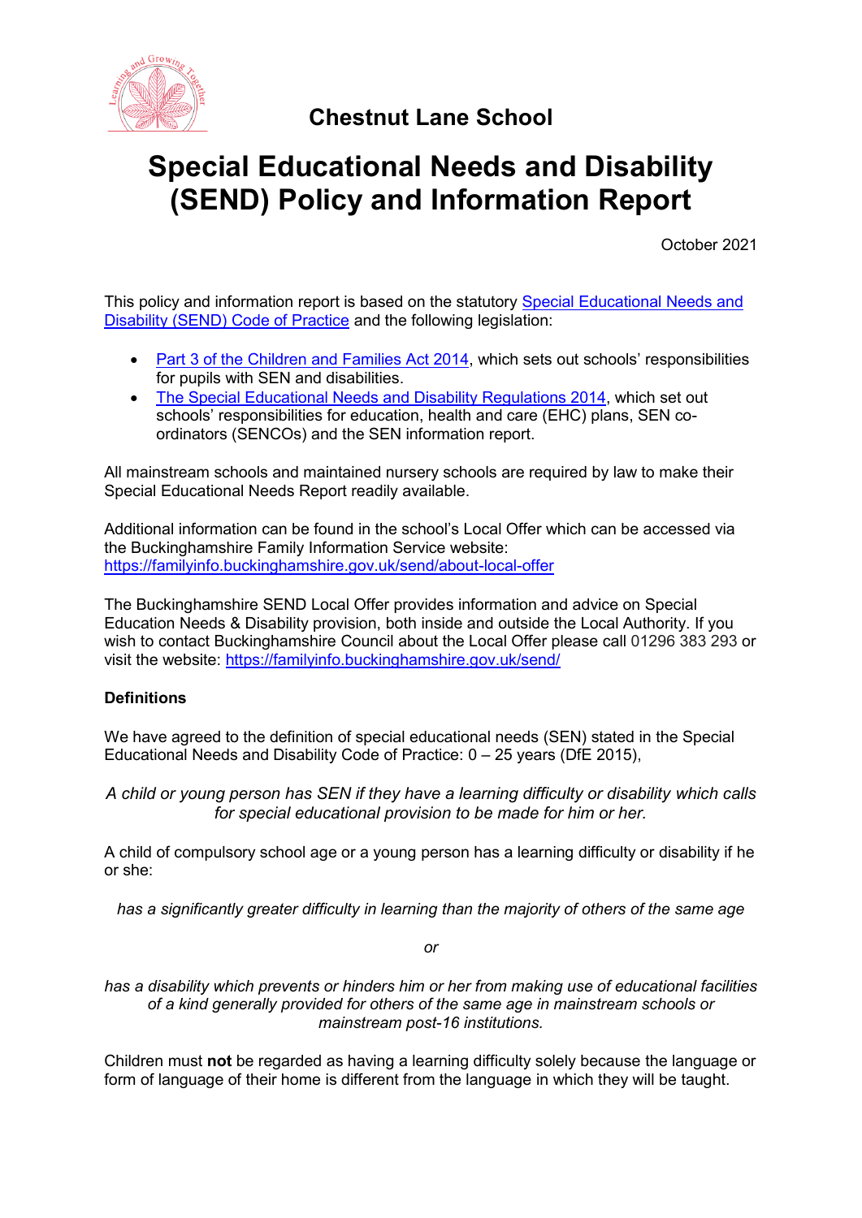## Chestnut Lane School

# Special Educational Needs and Disability (SEND) Policy and Information Report

October 2021

This policy and information report is based on the statutory [Special Educational Needs and Disability (SEND) Code of Practice]() and the following legislation:

- [Part 3 of the Children and Families Act 2014](), which sets out schools' responsibilities for pupils with SEN and disabilities.
- [The Special Educational Needs and Disability Regulations 2014](), which set out schools' responsibilities for education, health and care (EHC) plans, SEN co-ordinators (SENCOs) and the SEN information report.

All mainstream schools and maintained nursery schools are required by law to make their Special Educational Needs Report readily available.

Additional information can be found in the school's Local Offer which can be accessed via the Buckinghamshire Family Information Service website: https://familyinfo.buckinghamshire.gov.uk/send/about-local-offer

The Buckinghamshire SEND Local Offer provides information and advice on Special Education Needs & Disability provision, both inside and outside the Local Authority. If you wish to contact Buckinghamshire Council about the Local Offer please call 01296 383 293 or visit the website: https://familyinfo.buckinghamshire.gov.uk/send/

**Definitions**

We have agreed to the definition of special educational needs (SEN) stated in the Special Educational Needs and Disability Code of Practice: 0 – 25 years (DfE 2015),

*A child or young person has SEN if they have a learning difficulty or disability which calls for special educational provision to be made for him or her.*

A child of compulsory school age or a young person has a learning difficulty or disability if he or she:

*has a significantly greater difficulty in learning than the majority of others of the same age*

*or*

*has a disability which prevents or hinders him or her from making use of educational facilities of a kind generally provided for others of the same age in mainstream schools or mainstream post-16 institutions.*

Children must **not** be regarded as having a learning difficulty solely because the language or form of language of their home is different from the language in which they will be taught.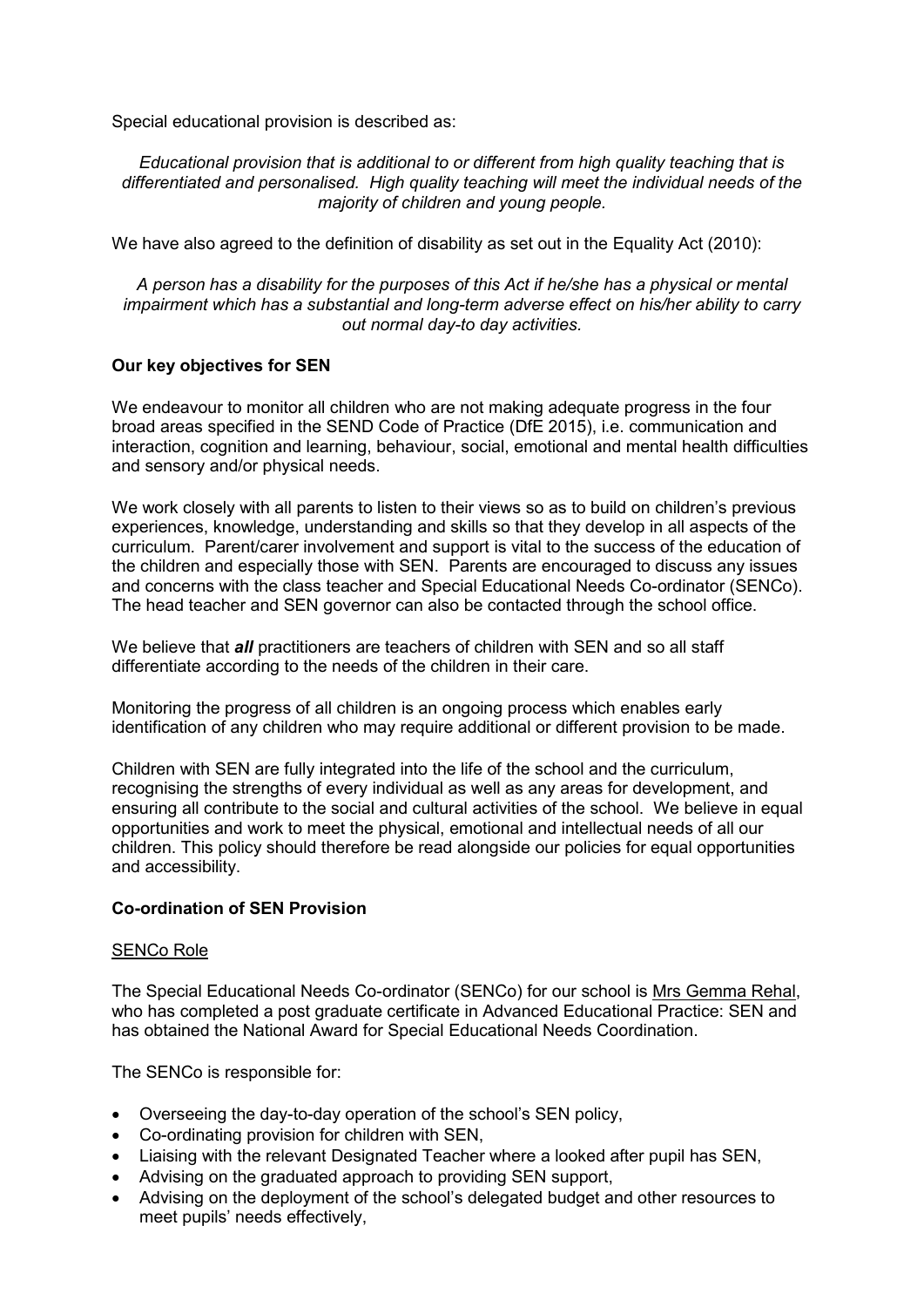Special educational provision is described as:

*Educational provision that is additional to or different from high quality teaching that is differentiated and personalised. High quality teaching will meet the individual needs of the majority of children and young people.*

We have also agreed to the definition of disability as set out in the Equality Act (2010):

*A person has a disability for the purposes of this Act if he/she has a physical or mental impairment which has a substantial and long-term adverse effect on his/her ability to carry out normal day-to day activities.*

**Our key objectives for SEN**

We endeavour to monitor all children who are not making adequate progress in the four broad areas specified in the SEND Code of Practice (DfE 2015), i.e. communication and interaction, cognition and learning, behaviour, social, emotional and mental health difficulties and sensory and/or physical needs.

We work closely with all parents to listen to their views so as to build on children's previous experiences, knowledge, understanding and skills so that they develop in all aspects of the curriculum. Parent/carer involvement and support is vital to the success of the education of the children and especially those with SEN. Parents are encouraged to discuss any issues and concerns with the class teacher and Special Educational Needs Co-ordinator (SENCo). The head teacher and SEN governor can also be contacted through the school office.

We believe that ***all*** practitioners are teachers of children with SEN and so all staff differentiate according to the needs of the children in their care.

Monitoring the progress of all children is an ongoing process which enables early identification of any children who may require additional or different provision to be made.

Children with SEN are fully integrated into the life of the school and the curriculum, recognising the strengths of every individual as well as any areas for development, and ensuring all contribute to the social and cultural activities of the school. We believe in equal opportunities and work to meet the physical, emotional and intellectual needs of all our children. This policy should therefore be read alongside our policies for equal opportunities and accessibility.

**Co-ordination of SEN Provision**

<u>SENCo Role</u>

The Special Educational Needs Co-ordinator (SENCo) for our school is <u>Mrs Gemma Rehal</u>, who has completed a post graduate certificate in Advanced Educational Practice: SEN and has obtained the National Award for Special Educational Needs Coordination.

The SENCo is responsible for:

- Overseeing the day-to-day operation of the school's SEN policy,
- Co-ordinating provision for children with SEN,
- Liaising with the relevant Designated Teacher where a looked after pupil has SEN,
- Advising on the graduated approach to providing SEN support,
- Advising on the deployment of the school's delegated budget and other resources to meet pupils' needs effectively,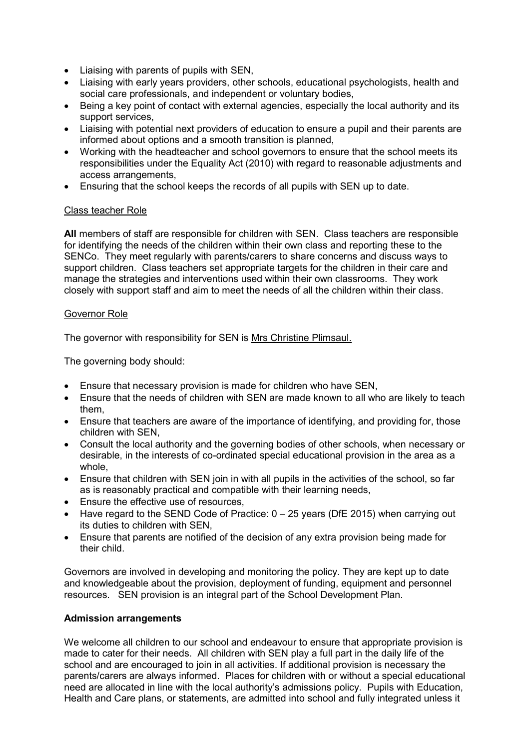- Liaising with parents of pupils with SEN,
- Liaising with early years providers, other schools, educational psychologists, health and social care professionals, and independent or voluntary bodies,
- Being a key point of contact with external agencies, especially the local authority and its support services,
- Liaising with potential next providers of education to ensure a pupil and their parents are informed about options and a smooth transition is planned,
- Working with the headteacher and school governors to ensure that the school meets its responsibilities under the Equality Act (2010) with regard to reasonable adjustments and access arrangements,
- Ensuring that the school keeps the records of all pupils with SEN up to date.

<u>Class teacher Role</u>

**All** members of staff are responsible for children with SEN. Class teachers are responsible for identifying the needs of the children within their own class and reporting these to the SENCo. They meet regularly with parents/carers to share concerns and discuss ways to support children. Class teachers set appropriate targets for the children in their care and manage the strategies and interventions used within their own classrooms. They work closely with support staff and aim to meet the needs of all the children within their class.

<u>Governor Role</u>

The governor with responsibility for SEN is <u>Mrs Christine Plimsaul.</u>

The governing body should:

- Ensure that necessary provision is made for children who have SEN,
- Ensure that the needs of children with SEN are made known to all who are likely to teach them,
- Ensure that teachers are aware of the importance of identifying, and providing for, those children with SEN,
- Consult the local authority and the governing bodies of other schools, when necessary or desirable, in the interests of co-ordinated special educational provision in the area as a whole,
- Ensure that children with SEN join in with all pupils in the activities of the school, so far as is reasonably practical and compatible with their learning needs,
- Ensure the effective use of resources,
- Have regard to the SEND Code of Practice: 0 – 25 years (DfE 2015) when carrying out its duties to children with SEN,
- Ensure that parents are notified of the decision of any extra provision being made for their child.

Governors are involved in developing and monitoring the policy. They are kept up to date and knowledgeable about the provision, deployment of funding, equipment and personnel resources. SEN provision is an integral part of the School Development Plan.

**Admission arrangements**

We welcome all children to our school and endeavour to ensure that appropriate provision is made to cater for their needs. All children with SEN play a full part in the daily life of the school and are encouraged to join in all activities. If additional provision is necessary the parents/carers are always informed. Places for children with or without a special educational need are allocated in line with the local authority's admissions policy. Pupils with Education, Health and Care plans, or statements, are admitted into school and fully integrated unless it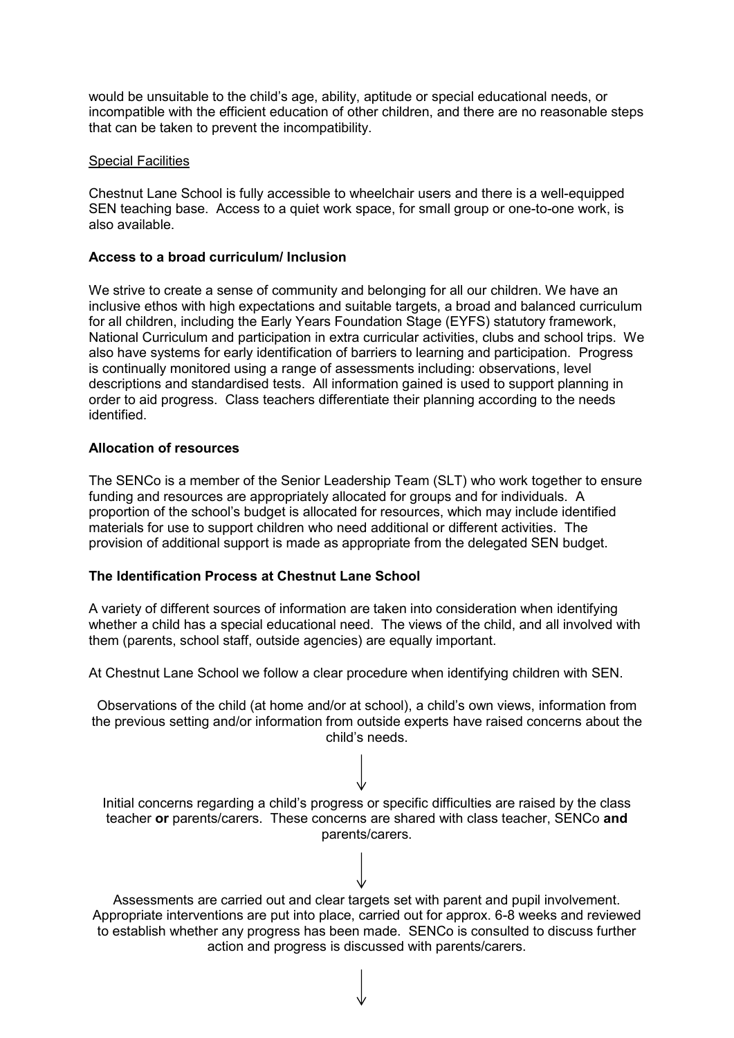would be unsuitable to the child's age, ability, aptitude or special educational needs, or incompatible with the efficient education of other children, and there are no reasonable steps that can be taken to prevent the incompatibility.

Special Facilities

Chestnut Lane School is fully accessible to wheelchair users and there is a well-equipped SEN teaching base. Access to a quiet work space, for small group or one-to-one work, is also available.

**Access to a broad curriculum/ Inclusion**

We strive to create a sense of community and belonging for all our children. We have an inclusive ethos with high expectations and suitable targets, a broad and balanced curriculum for all children, including the Early Years Foundation Stage (EYFS) statutory framework, National Curriculum and participation in extra curricular activities, clubs and school trips. We also have systems for early identification of barriers to learning and participation. Progress is continually monitored using a range of assessments including: observations, level descriptions and standardised tests. All information gained is used to support planning in order to aid progress. Class teachers differentiate their planning according to the needs identified.

**Allocation of resources**

The SENCo is a member of the Senior Leadership Team (SLT) who work together to ensure funding and resources are appropriately allocated for groups and for individuals. A proportion of the school's budget is allocated for resources, which may include identified materials for use to support children who need additional or different activities. The provision of additional support is made as appropriate from the delegated SEN budget.

**The Identification Process at Chestnut Lane School**

A variety of different sources of information are taken into consideration when identifying whether a child has a special educational need. The views of the child, and all involved with them (parents, school staff, outside agencies) are equally important.

At Chestnut Lane School we follow a clear procedure when identifying children with SEN.

Observations of the child (at home and/or at school), a child's own views, information from the previous setting and/or information from outside experts have raised concerns about the child's needs.

↓

Initial concerns regarding a child's progress or specific difficulties are raised by the class teacher **or** parents/carers. These concerns are shared with class teacher, SENCo **and** parents/carers.

↓

Assessments are carried out and clear targets set with parent and pupil involvement. Appropriate interventions are put into place, carried out for approx. 6-8 weeks and reviewed to establish whether any progress has been made. SENCo is consulted to discuss further action and progress is discussed with parents/carers.

↓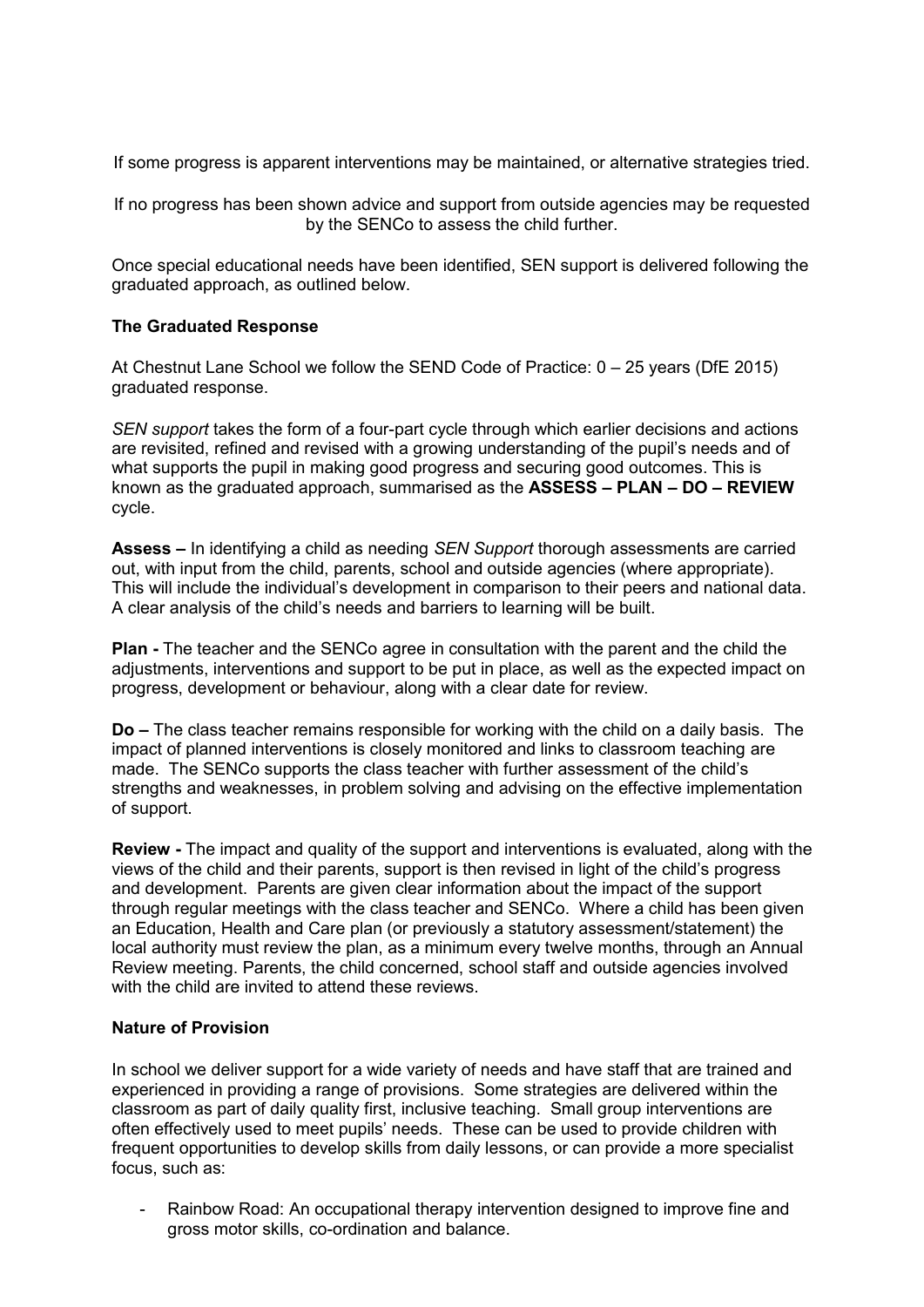If some progress is apparent interventions may be maintained, or alternative strategies tried.

If no progress has been shown advice and support from outside agencies may be requested by the SENCo to assess the child further.

Once special educational needs have been identified, SEN support is delivered following the graduated approach, as outlined below.

**The Graduated Response**

At Chestnut Lane School we follow the SEND Code of Practice: 0 – 25 years (DfE 2015) graduated response.

*SEN support* takes the form of a four-part cycle through which earlier decisions and actions are revisited, refined and revised with a growing understanding of the pupil's needs and of what supports the pupil in making good progress and securing good outcomes. This is known as the graduated approach, summarised as the **ASSESS – PLAN – DO – REVIEW** cycle.

**Assess –** In identifying a child as needing *SEN Support* thorough assessments are carried out, with input from the child, parents, school and outside agencies (where appropriate). This will include the individual's development in comparison to their peers and national data. A clear analysis of the child's needs and barriers to learning will be built.

**Plan -** The teacher and the SENCo agree in consultation with the parent and the child the adjustments, interventions and support to be put in place, as well as the expected impact on progress, development or behaviour, along with a clear date for review.

**Do –** The class teacher remains responsible for working with the child on a daily basis. The impact of planned interventions is closely monitored and links to classroom teaching are made. The SENCo supports the class teacher with further assessment of the child's strengths and weaknesses, in problem solving and advising on the effective implementation of support.

**Review -** The impact and quality of the support and interventions is evaluated, along with the views of the child and their parents, support is then revised in light of the child's progress and development. Parents are given clear information about the impact of the support through regular meetings with the class teacher and SENCo. Where a child has been given an Education, Health and Care plan (or previously a statutory assessment/statement) the local authority must review the plan, as a minimum every twelve months, through an Annual Review meeting. Parents, the child concerned, school staff and outside agencies involved with the child are invited to attend these reviews.

**Nature of Provision**

In school we deliver support for a wide variety of needs and have staff that are trained and experienced in providing a range of provisions. Some strategies are delivered within the classroom as part of daily quality first, inclusive teaching. Small group interventions are often effectively used to meet pupils' needs. These can be used to provide children with frequent opportunities to develop skills from daily lessons, or can provide a more specialist focus, such as:

- Rainbow Road: An occupational therapy intervention designed to improve fine and gross motor skills, co-ordination and balance.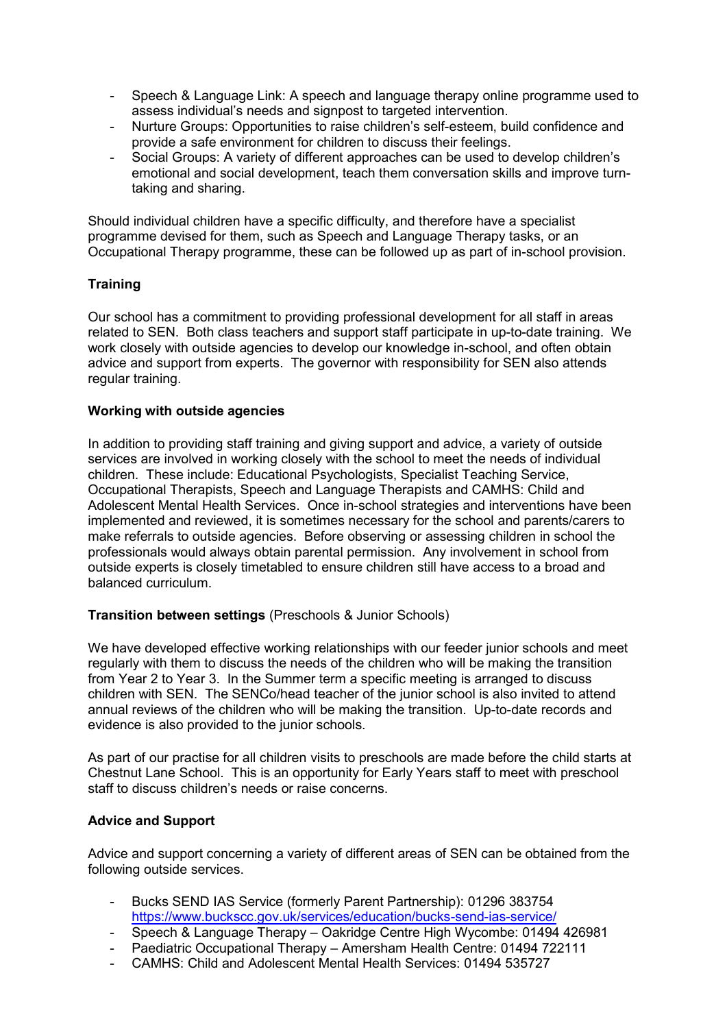- Speech & Language Link: A speech and language therapy online programme used to assess individual's needs and signpost to targeted intervention.
- Nurture Groups: Opportunities to raise children's self-esteem, build confidence and provide a safe environment for children to discuss their feelings.
- Social Groups: A variety of different approaches can be used to develop children's emotional and social development, teach them conversation skills and improve turn-taking and sharing.

Should individual children have a specific difficulty, and therefore have a specialist programme devised for them, such as Speech and Language Therapy tasks, or an Occupational Therapy programme, these can be followed up as part of in-school provision.

**Training**

Our school has a commitment to providing professional development for all staff in areas related to SEN. Both class teachers and support staff participate in up-to-date training. We work closely with outside agencies to develop our knowledge in-school, and often obtain advice and support from experts. The governor with responsibility for SEN also attends regular training.

**Working with outside agencies**

In addition to providing staff training and giving support and advice, a variety of outside services are involved in working closely with the school to meet the needs of individual children. These include: Educational Psychologists, Specialist Teaching Service, Occupational Therapists, Speech and Language Therapists and CAMHS: Child and Adolescent Mental Health Services. Once in-school strategies and interventions have been implemented and reviewed, it is sometimes necessary for the school and parents/carers to make referrals to outside agencies. Before observing or assessing children in school the professionals would always obtain parental permission. Any involvement in school from outside experts is closely timetabled to ensure children still have access to a broad and balanced curriculum.

**Transition between settings** (Preschools & Junior Schools)

We have developed effective working relationships with our feeder junior schools and meet regularly with them to discuss the needs of the children who will be making the transition from Year 2 to Year 3. In the Summer term a specific meeting is arranged to discuss children with SEN. The SENCo/head teacher of the junior school is also invited to attend annual reviews of the children who will be making the transition. Up-to-date records and evidence is also provided to the junior schools.

As part of our practise for all children visits to preschools are made before the child starts at Chestnut Lane School. This is an opportunity for Early Years staff to meet with preschool staff to discuss children's needs or raise concerns.

**Advice and Support**

Advice and support concerning a variety of different areas of SEN can be obtained from the following outside services.

- Bucks SEND IAS Service (formerly Parent Partnership): 01296 383754 https://www.buckscc.gov.uk/services/education/bucks-send-ias-service/
- Speech & Language Therapy – Oakridge Centre High Wycombe: 01494 426981
- Paediatric Occupational Therapy – Amersham Health Centre: 01494 722111
- CAMHS: Child and Adolescent Mental Health Services: 01494 535727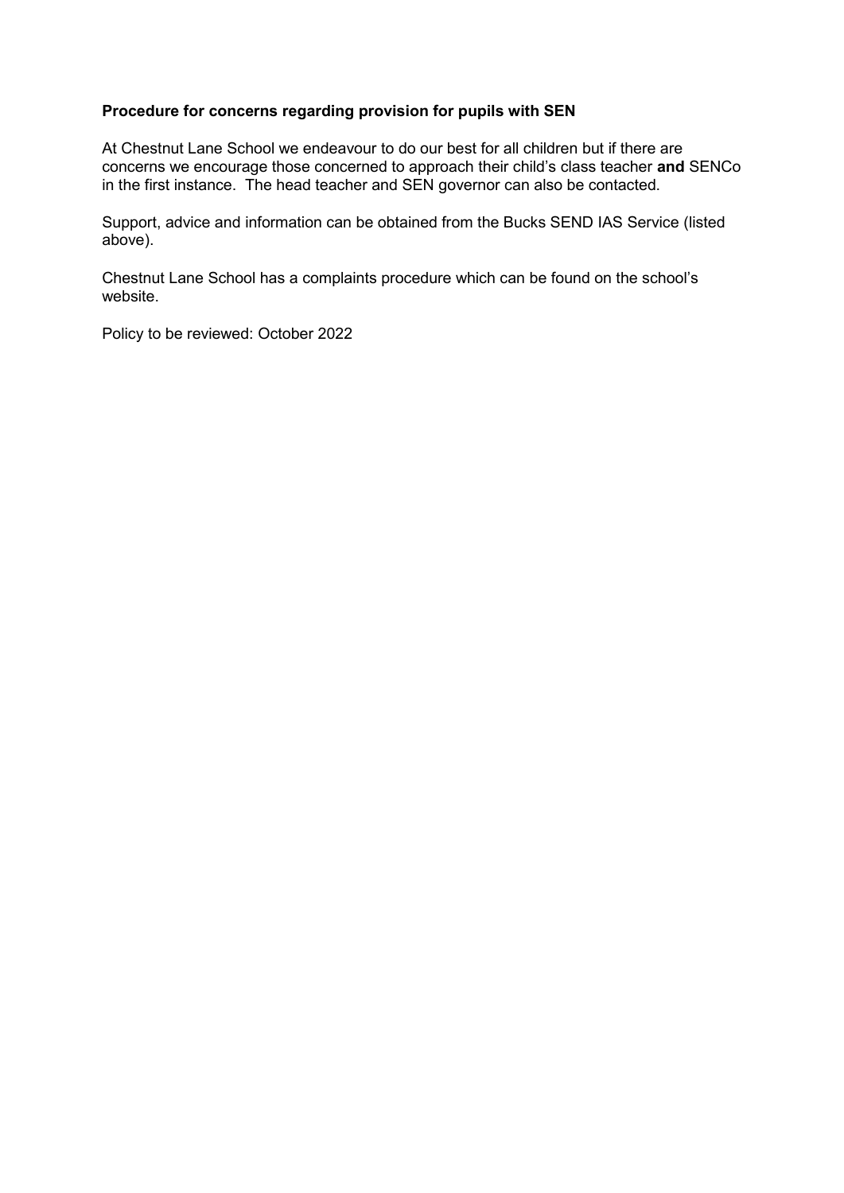**Procedure for concerns regarding provision for pupils with SEN**

At Chestnut Lane School we endeavour to do our best for all children but if there are concerns we encourage those concerned to approach their child's class teacher **and** SENCo in the first instance. The head teacher and SEN governor can also be contacted.

Support, advice and information can be obtained from the Bucks SEND IAS Service (listed above).

Chestnut Lane School has a complaints procedure which can be found on the school's website.

Policy to be reviewed: October 2022